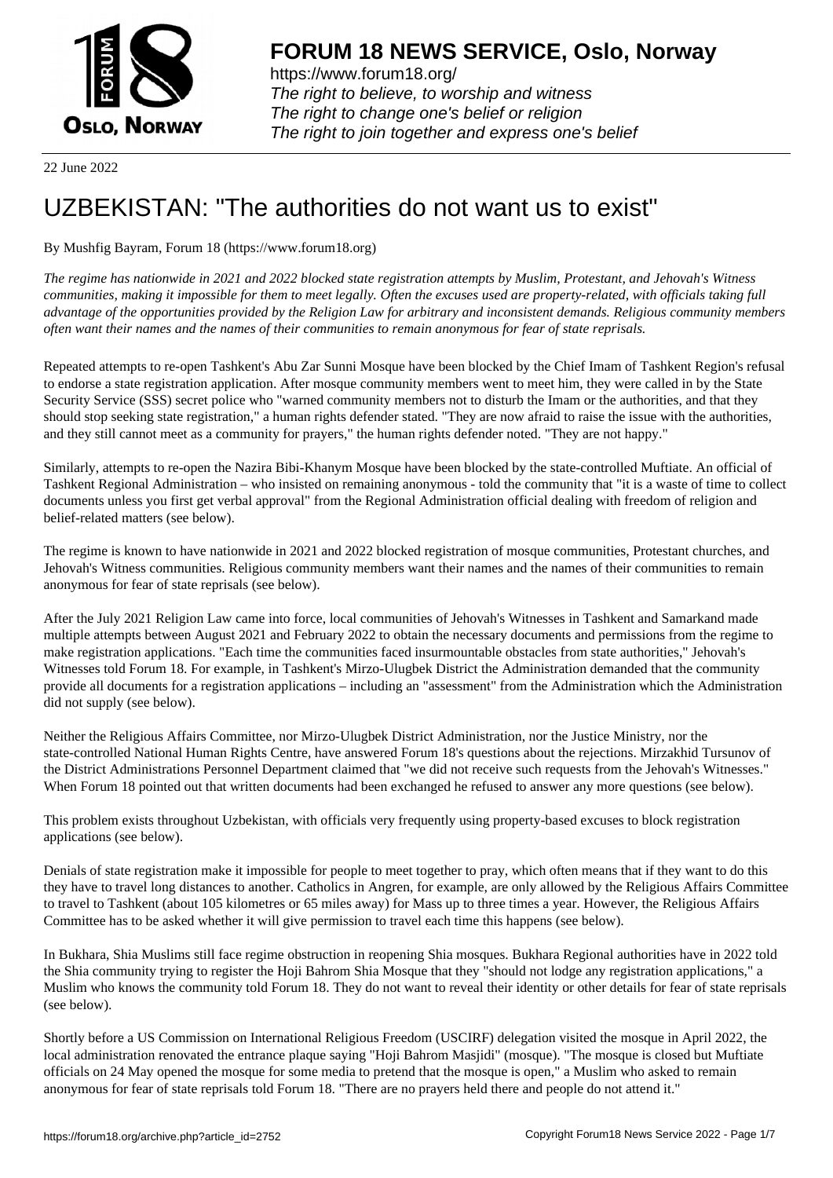# FORUM 18 NEWS SERVICE, Oslo, Norway

https://www.forum18.org/
*The right to believe, to worship and witness*
*The right to change one's belief or religion*
*The right to join together and express one's belief*

22 June 2022

# UZBEKISTAN: "The authorities do not want us to exist"

By Mushfig Bayram, Forum 18 (https://www.forum18.org)

*The regime has nationwide in 2021 and 2022 blocked state registration attempts by Muslim, Protestant, and Jehovah's Witness communities, making it impossible for them to meet legally. Often the excuses used are property-related, with officials taking full advantage of the opportunities provided by the Religion Law for arbitrary and inconsistent demands. Religious community members often want their names and the names of their communities to remain anonymous for fear of state reprisals.*

Repeated attempts to re-open Tashkent's Abu Zar Sunni Mosque have been blocked by the Chief Imam of Tashkent Region's refusal to endorse a state registration application. After mosque community members went to meet him, they were called in by the State Security Service (SSS) secret police who "warned community members not to disturb the Imam or the authorities, and that they should stop seeking state registration," a human rights defender stated. "They are now afraid to raise the issue with the authorities, and they still cannot meet as a community for prayers," the human rights defender noted. "They are not happy."

Similarly, attempts to re-open the Nazira Bibi-Khanym Mosque have been blocked by the state-controlled Muftiate. An official of Tashkent Regional Administration – who insisted on remaining anonymous - told the community that "it is a waste of time to collect documents unless you first get verbal approval" from the Regional Administration official dealing with freedom of religion and belief-related matters (see below).

The regime is known to have nationwide in 2021 and 2022 blocked registration of mosque communities, Protestant churches, and Jehovah's Witness communities. Religious community members want their names and the names of their communities to remain anonymous for fear of state reprisals (see below).

After the July 2021 Religion Law came into force, local communities of Jehovah's Witnesses in Tashkent and Samarkand made multiple attempts between August 2021 and February 2022 to obtain the necessary documents and permissions from the regime to make registration applications. "Each time the communities faced insurmountable obstacles from state authorities," Jehovah's Witnesses told Forum 18. For example, in Tashkent's Mirzo-Ulugbek District the Administration demanded that the community provide all documents for a registration applications – including an "assessment" from the Administration which the Administration did not supply (see below).

Neither the Religious Affairs Committee, nor Mirzo-Ulugbek District Administration, nor the Justice Ministry, nor the state-controlled National Human Rights Centre, have answered Forum 18's questions about the rejections. Mirzakhid Tursunov of the District Administrations Personnel Department claimed that "we did not receive such requests from the Jehovah's Witnesses." When Forum 18 pointed out that written documents had been exchanged he refused to answer any more questions (see below).

This problem exists throughout Uzbekistan, with officials very frequently using property-based excuses to block registration applications (see below).

Denials of state registration make it impossible for people to meet together to pray, which often means that if they want to do this they have to travel long distances to another. Catholics in Angren, for example, are only allowed by the Religious Affairs Committee to travel to Tashkent (about 105 kilometres or 65 miles away) for Mass up to three times a year. However, the Religious Affairs Committee has to be asked whether it will give permission to travel each time this happens (see below).

In Bukhara, Shia Muslims still face regime obstruction in reopening Shia mosques. Bukhara Regional authorities have in 2022 told the Shia community trying to register the Hoji Bahrom Shia Mosque that they "should not lodge any registration applications," a Muslim who knows the community told Forum 18. They do not want to reveal their identity or other details for fear of state reprisals (see below).

Shortly before a US Commission on International Religious Freedom (USCIRF) delegation visited the mosque in April 2022, the local administration renovated the entrance plaque saying "Hoji Bahrom Masjidi" (mosque). "The mosque is closed but Muftiate officials on 24 May opened the mosque for some media to pretend that the mosque is open," a Muslim who asked to remain anonymous for fear of state reprisals told Forum 18. "There are no prayers held there and people do not attend it."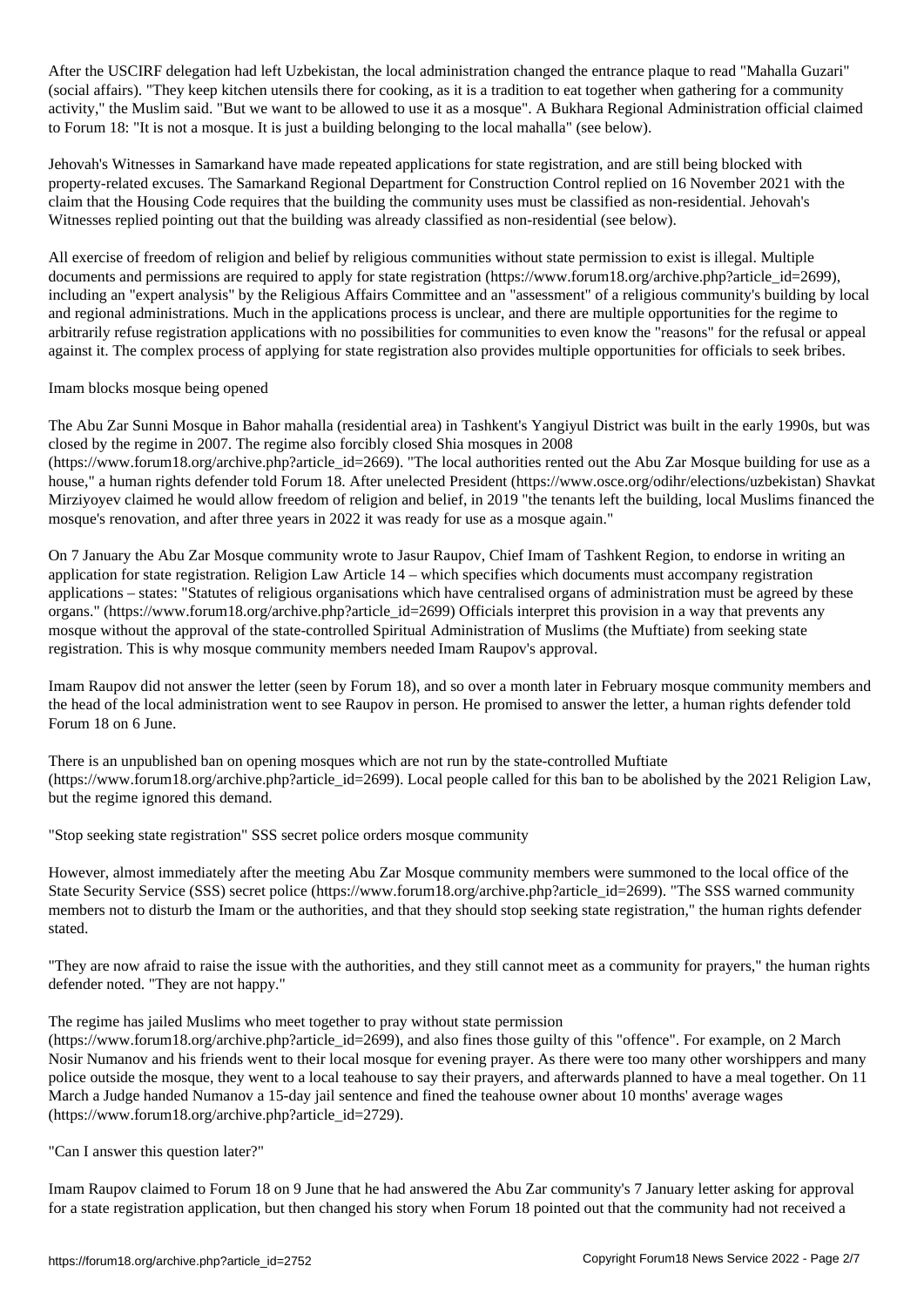After the USCIRF delegation had left Uzbekistan, the local administration changed the entrance plaque to read "Mahalla Guzari" (social affairs). "They keep kitchen utensils there for cooking, as it is a tradition to eat together when gathering for a community activity," the Muslim said. "But we want to be allowed to use it as a mosque". A Bukhara Regional Administration official claimed to Forum 18: "It is not a mosque. It is just a building belonging to the local mahalla" (see below).

Jehovah's Witnesses in Samarkand have made repeated applications for state registration, and are still being blocked with property-related excuses. The Samarkand Regional Department for Construction Control replied on 16 November 2021 with the claim that the Housing Code requires that the building the community uses must be classified as non-residential. Jehovah's Witnesses replied pointing out that the building was already classified as non-residential (see below).

All exercise of freedom of religion and belief by religious communities without state permission to exist is illegal. Multiple documents and permissions are required to apply for state registration (https://www.forum18.org/archive.php?article_id=2699), including an "expert analysis" by the Religious Affairs Committee and an "assessment" of a religious community's building by local and regional administrations. Much in the applications process is unclear, and there are multiple opportunities for the regime to arbitrarily refuse registration applications with no possibilities for communities to even know the "reasons" for the refusal or appeal against it. The complex process of applying for state registration also provides multiple opportunities for officials to seek bribes.

## Imam blocks mosque being opened

The Abu Zar Sunni Mosque in Bahor mahalla (residential area) in Tashkent's Yangiyul District was built in the early 1990s, but was closed by the regime in 2007. The regime also forcibly closed Shia mosques in 2008 (https://www.forum18.org/archive.php?article_id=2669). "The local authorities rented out the Abu Zar Mosque building for use as a house," a human rights defender told Forum 18. After unelected President (https://www.osce.org/odihr/elections/uzbekistan) Shavkat Mirziyoyev claimed he would allow freedom of religion and belief, in 2019 "the tenants left the building, local Muslims financed the mosque's renovation, and after three years in 2022 it was ready for use as a mosque again."

On 7 January the Abu Zar Mosque community wrote to Jasur Raupov, Chief Imam of Tashkent Region, to endorse in writing an application for state registration. Religion Law Article 14 – which specifies which documents must accompany registration applications – states: "Statutes of religious organisations which have centralised organs of administration must be agreed by these organs." (https://www.forum18.org/archive.php?article_id=2699) Officials interpret this provision in a way that prevents any mosque without the approval of the state-controlled Spiritual Administration of Muslims (the Muftiate) from seeking state registration. This is why mosque community members needed Imam Raupov's approval.

Imam Raupov did not answer the letter (seen by Forum 18), and so over a month later in February mosque community members and the head of the local administration went to see Raupov in person. He promised to answer the letter, a human rights defender told Forum 18 on 6 June.

There is an unpublished ban on opening mosques which are not run by the state-controlled Muftiate (https://www.forum18.org/archive.php?article_id=2699). Local people called for this ban to be abolished by the 2021 Religion Law, but the regime ignored this demand.

## "Stop seeking state registration" SSS secret police orders mosque community

However, almost immediately after the meeting Abu Zar Mosque community members were summoned to the local office of the State Security Service (SSS) secret police (https://www.forum18.org/archive.php?article_id=2699). "The SSS warned community members not to disturb the Imam or the authorities, and that they should stop seeking state registration," the human rights defender stated.

"They are now afraid to raise the issue with the authorities, and they still cannot meet as a community for prayers," the human rights defender noted. "They are not happy."

The regime has jailed Muslims who meet together to pray without state permission (https://www.forum18.org/archive.php?article_id=2699), and also fines those guilty of this "offence". For example, on 2 March Nosir Numanov and his friends went to their local mosque for evening prayer. As there were too many other worshippers and many police outside the mosque, they went to a local teahouse to say their prayers, and afterwards planned to have a meal together. On 11 March a Judge handed Numanov a 15-day jail sentence and fined the teahouse owner about 10 months' average wages (https://www.forum18.org/archive.php?article_id=2729).

## "Can I answer this question later?"

Imam Raupov claimed to Forum 18 on 9 June that he had answered the Abu Zar community's 7 January letter asking for approval for a state registration application, but then changed his story when Forum 18 pointed out that the community had not received a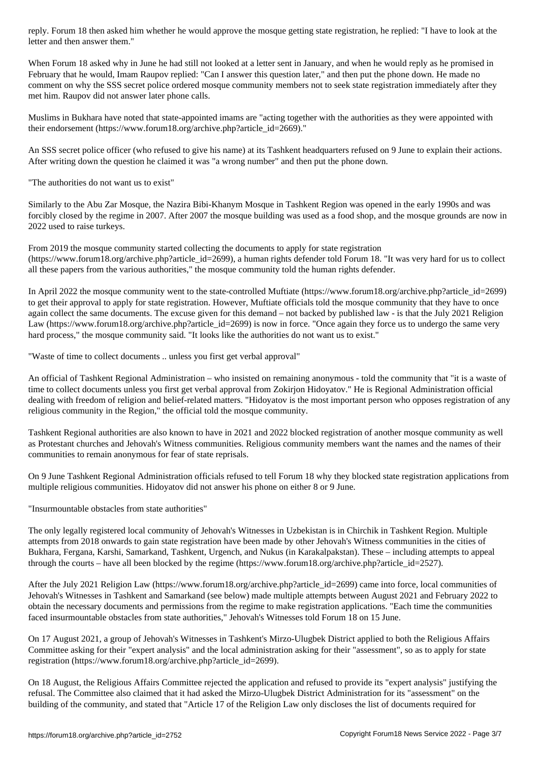reply. Forum 18 then asked him whether he would approve the mosque getting state registration, he replied: "I have to look at the letter and then answer them."

When Forum 18 asked why in June he had still not looked at a letter sent in January, and when he would reply as he promised in February that he would, Imam Raupov replied: "Can I answer this question later," and then put the phone down. He made no comment on why the SSS secret police ordered mosque community members not to seek state registration immediately after they met him. Raupov did not answer later phone calls.

Muslims in Bukhara have noted that state-appointed imams are "acting together with the authorities as they were appointed with their endorsement (https://www.forum18.org/archive.php?article_id=2669)."

An SSS secret police officer (who refused to give his name) at its Tashkent headquarters refused on 9 June to explain their actions. After writing down the question he claimed it was "a wrong number" and then put the phone down.

"The authorities do not want us to exist"

Similarly to the Abu Zar Mosque, the Nazira Bibi-Khanym Mosque in Tashkent Region was opened in the early 1990s and was forcibly closed by the regime in 2007. After 2007 the mosque building was used as a food shop, and the mosque grounds are now in 2022 used to raise turkeys.

From 2019 the mosque community started collecting the documents to apply for state registration (https://www.forum18.org/archive.php?article_id=2699), a human rights defender told Forum 18. "It was very hard for us to collect all these papers from the various authorities," the mosque community told the human rights defender.

In April 2022 the mosque community went to the state-controlled Muftiate (https://www.forum18.org/archive.php?article_id=2699) to get their approval to apply for state registration. However, Muftiate officials told the mosque community that they have to once again collect the same documents. The excuse given for this demand – not backed by published law - is that the July 2021 Religion Law (https://www.forum18.org/archive.php?article_id=2699) is now in force. "Once again they force us to undergo the same very hard process," the mosque community said. "It looks like the authorities do not want us to exist."

"Waste of time to collect documents .. unless you first get verbal approval"

An official of Tashkent Regional Administration – who insisted on remaining anonymous - told the community that "it is a waste of time to collect documents unless you first get verbal approval from Zokirjon Hidoyatov." He is Regional Administration official dealing with freedom of religion and belief-related matters. "Hidoyatov is the most important person who opposes registration of any religious community in the Region," the official told the mosque community.

Tashkent Regional authorities are also known to have in 2021 and 2022 blocked registration of another mosque community as well as Protestant churches and Jehovah's Witness communities. Religious community members want the names and the names of their communities to remain anonymous for fear of state reprisals.

On 9 June Tashkent Regional Administration officials refused to tell Forum 18 why they blocked state registration applications from multiple religious communities. Hidoyatov did not answer his phone on either 8 or 9 June.

"Insurmountable obstacles from state authorities"

The only legally registered local community of Jehovah's Witnesses in Uzbekistan is in Chirchik in Tashkent Region. Multiple attempts from 2018 onwards to gain state registration have been made by other Jehovah's Witness communities in the cities of Bukhara, Fergana, Karshi, Samarkand, Tashkent, Urgench, and Nukus (in Karakalpakstan). These – including attempts to appeal through the courts – have all been blocked by the regime (https://www.forum18.org/archive.php?article_id=2527).

After the July 2021 Religion Law (https://www.forum18.org/archive.php?article_id=2699) came into force, local communities of Jehovah's Witnesses in Tashkent and Samarkand (see below) made multiple attempts between August 2021 and February 2022 to obtain the necessary documents and permissions from the regime to make registration applications. "Each time the communities faced insurmountable obstacles from state authorities," Jehovah's Witnesses told Forum 18 on 15 June.

On 17 August 2021, a group of Jehovah's Witnesses in Tashkent's Mirzo-Ulugbek District applied to both the Religious Affairs Committee asking for their "expert analysis" and the local administration asking for their "assessment", so as to apply for state registration (https://www.forum18.org/archive.php?article_id=2699).

On 18 August, the Religious Affairs Committee rejected the application and refused to provide its "expert analysis" justifying the refusal. The Committee also claimed that it had asked the Mirzo-Ulugbek District Administration for its "assessment" on the building of the community, and stated that "Article 17 of the Religion Law only discloses the list of documents required for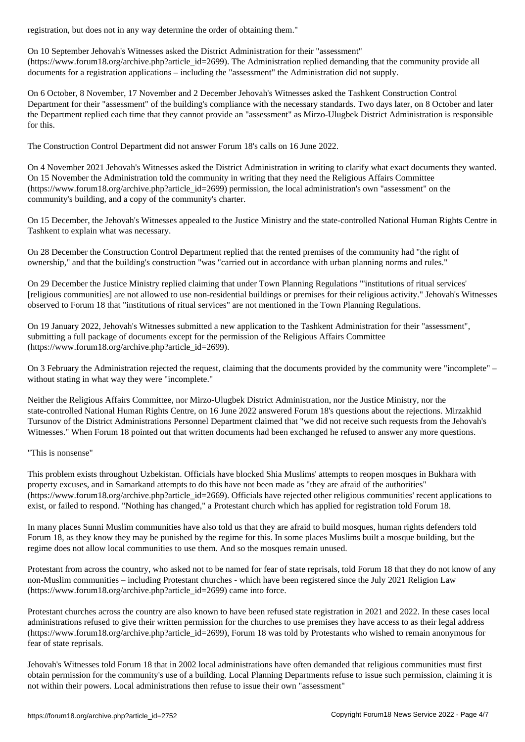registration, but does not in any way determine the order of obtaining them."

On 10 September Jehovah's Witnesses asked the District Administration for their "assessment" (https://www.forum18.org/archive.php?article_id=2699). The Administration replied demanding that the community provide all documents for a registration applications – including the "assessment" the Administration did not supply.

On 6 October, 8 November, 17 November and 2 December Jehovah's Witnesses asked the Tashkent Construction Control Department for their "assessment" of the building's compliance with the necessary standards. Two days later, on 8 October and later the Department replied each time that they cannot provide an "assessment" as Mirzo-Ulugbek District Administration is responsible for this.

The Construction Control Department did not answer Forum 18's calls on 16 June 2022.

On 4 November 2021 Jehovah's Witnesses asked the District Administration in writing to clarify what exact documents they wanted. On 15 November the Administration told the community in writing that they need the Religious Affairs Committee (https://www.forum18.org/archive.php?article_id=2699) permission, the local administration's own "assessment" on the community's building, and a copy of the community's charter.

On 15 December, the Jehovah's Witnesses appealed to the Justice Ministry and the state-controlled National Human Rights Centre in Tashkent to explain what was necessary.

On 28 December the Construction Control Department replied that the rented premises of the community had "the right of ownership," and that the building's construction "was "carried out in accordance with urban planning norms and rules."

On 29 December the Justice Ministry replied claiming that under Town Planning Regulations "'institutions of ritual services' [religious communities] are not allowed to use non-residential buildings or premises for their religious activity." Jehovah's Witnesses observed to Forum 18 that "institutions of ritual services" are not mentioned in the Town Planning Regulations.

On 19 January 2022, Jehovah's Witnesses submitted a new application to the Tashkent Administration for their "assessment", submitting a full package of documents except for the permission of the Religious Affairs Committee (https://www.forum18.org/archive.php?article_id=2699).

On 3 February the Administration rejected the request, claiming that the documents provided by the community were "incomplete" – without stating in what way they were "incomplete."

Neither the Religious Affairs Committee, nor Mirzo-Ulugbek District Administration, nor the Justice Ministry, nor the state-controlled National Human Rights Centre, on 16 June 2022 answered Forum 18's questions about the rejections. Mirzakhid Tursunov of the District Administrations Personnel Department claimed that "we did not receive such requests from the Jehovah's Witnesses." When Forum 18 pointed out that written documents had been exchanged he refused to answer any more questions.

"This is nonsense"

This problem exists throughout Uzbekistan. Officials have blocked Shia Muslims' attempts to reopen mosques in Bukhara with property excuses, and in Samarkand attempts to do this have not been made as "they are afraid of the authorities" (https://www.forum18.org/archive.php?article_id=2669). Officials have rejected other religious communities' recent applications to exist, or failed to respond. "Nothing has changed," a Protestant church which has applied for registration told Forum 18.

In many places Sunni Muslim communities have also told us that they are afraid to build mosques, human rights defenders told Forum 18, as they know they may be punished by the regime for this. In some places Muslims built a mosque building, but the regime does not allow local communities to use them. And so the mosques remain unused.

Protestant from across the country, who asked not to be named for fear of state reprisals, told Forum 18 that they do not know of any non-Muslim communities – including Protestant churches - which have been registered since the July 2021 Religion Law (https://www.forum18.org/archive.php?article_id=2699) came into force.

Protestant churches across the country are also known to have been refused state registration in 2021 and 2022. In these cases local administrations refused to give their written permission for the churches to use premises they have access to as their legal address (https://www.forum18.org/archive.php?article_id=2699), Forum 18 was told by Protestants who wished to remain anonymous for fear of state reprisals.

Jehovah's Witnesses told Forum 18 that in 2002 local administrations have often demanded that religious communities must first obtain permission for the community's use of a building. Local Planning Departments refuse to issue such permission, claiming it is not within their powers. Local administrations then refuse to issue their own "assessment"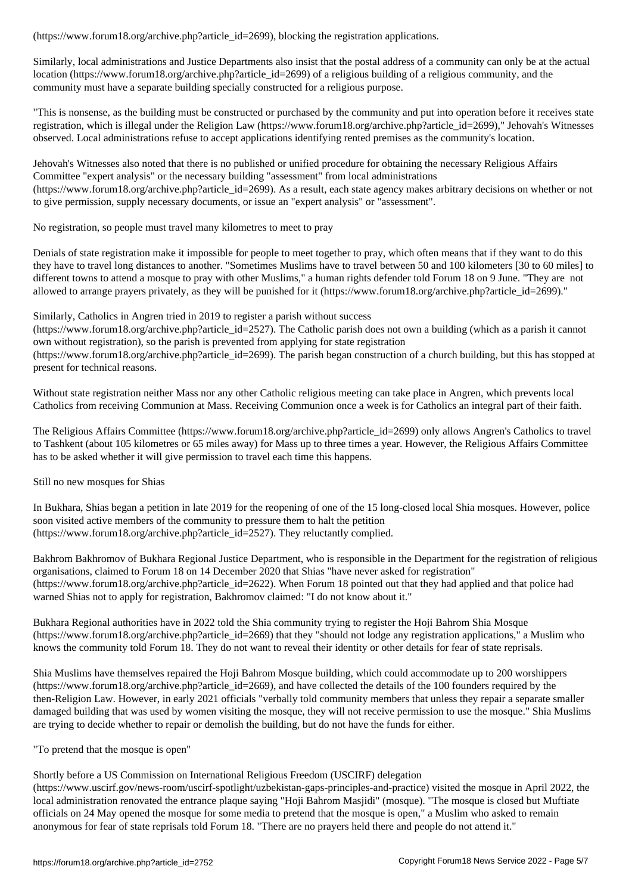(https://www.forum18.org/archive.php?article_id=2699), blocking the registration applications.

Similarly, local administrations and Justice Departments also insist that the postal address of a community can only be at the actual location (https://www.forum18.org/archive.php?article_id=2699) of a religious building of a religious community, and the community must have a separate building specially constructed for a religious purpose.

"This is nonsense, as the building must be constructed or purchased by the community and put into operation before it receives state registration, which is illegal under the Religion Law (https://www.forum18.org/archive.php?article_id=2699)," Jehovah's Witnesses observed. Local administrations refuse to accept applications identifying rented premises as the community's location.

Jehovah's Witnesses also noted that there is no published or unified procedure for obtaining the necessary Religious Affairs Committee "expert analysis" or the necessary building "assessment" from local administrations (https://www.forum18.org/archive.php?article_id=2699). As a result, each state agency makes arbitrary decisions on whether or not to give permission, supply necessary documents, or issue an "expert analysis" or "assessment".

## No registration, so people must travel many kilometres to meet to pray

Denials of state registration make it impossible for people to meet together to pray, which often means that if they want to do this they have to travel long distances to another. "Sometimes Muslims have to travel between 50 and 100 kilometers [30 to 60 miles] to different towns to attend a mosque to pray with other Muslims," a human rights defender told Forum 18 on 9 June. "They are not allowed to arrange prayers privately, as they will be punished for it (https://www.forum18.org/archive.php?article_id=2699)."

Similarly, Catholics in Angren tried in 2019 to register a parish without success (https://www.forum18.org/archive.php?article_id=2527). The Catholic parish does not own a building (which as a parish it cannot own without registration), so the parish is prevented from applying for state registration (https://www.forum18.org/archive.php?article_id=2699). The parish began construction of a church building, but this has stopped at present for technical reasons.

Without state registration neither Mass nor any other Catholic religious meeting can take place in Angren, which prevents local Catholics from receiving Communion at Mass. Receiving Communion once a week is for Catholics an integral part of their faith.

The Religious Affairs Committee (https://www.forum18.org/archive.php?article_id=2699) only allows Angren's Catholics to travel to Tashkent (about 105 kilometres or 65 miles away) for Mass up to three times a year. However, the Religious Affairs Committee has to be asked whether it will give permission to travel each time this happens.

## Still no new mosques for Shias

In Bukhara, Shias began a petition in late 2019 for the reopening of one of the 15 long-closed local Shia mosques. However, police soon visited active members of the community to pressure them to halt the petition (https://www.forum18.org/archive.php?article_id=2527). They reluctantly complied.

Bakhrom Bakhromov of Bukhara Regional Justice Department, who is responsible in the Department for the registration of religious organisations, claimed to Forum 18 on 14 December 2020 that Shias "have never asked for registration" (https://www.forum18.org/archive.php?article_id=2622). When Forum 18 pointed out that they had applied and that police had warned Shias not to apply for registration, Bakhromov claimed: "I do not know about it."

Bukhara Regional authorities have in 2022 told the Shia community trying to register the Hoji Bahrom Shia Mosque (https://www.forum18.org/archive.php?article_id=2669) that they "should not lodge any registration applications," a Muslim who knows the community told Forum 18. They do not want to reveal their identity or other details for fear of state reprisals.

Shia Muslims have themselves repaired the Hoji Bahrom Mosque building, which could accommodate up to 200 worshippers (https://www.forum18.org/archive.php?article_id=2669), and have collected the details of the 100 founders required by the then-Religion Law. However, in early 2021 officials "verbally told community members that unless they repair a separate smaller damaged building that was used by women visiting the mosque, they will not receive permission to use the mosque." Shia Muslims are trying to decide whether to repair or demolish the building, but do not have the funds for either.

## "To pretend that the mosque is open"

Shortly before a US Commission on International Religious Freedom (USCIRF) delegation (https://www.uscirf.gov/news-room/uscirf-spotlight/uzbekistan-gaps-principles-and-practice) visited the mosque in April 2022, the local administration renovated the entrance plaque saying "Hoji Bahrom Masjidi" (mosque). "The mosque is closed but Muftiate officials on 24 May opened the mosque for some media to pretend that the mosque is open," a Muslim who asked to remain anonymous for fear of state reprisals told Forum 18. "There are no prayers held there and people do not attend it."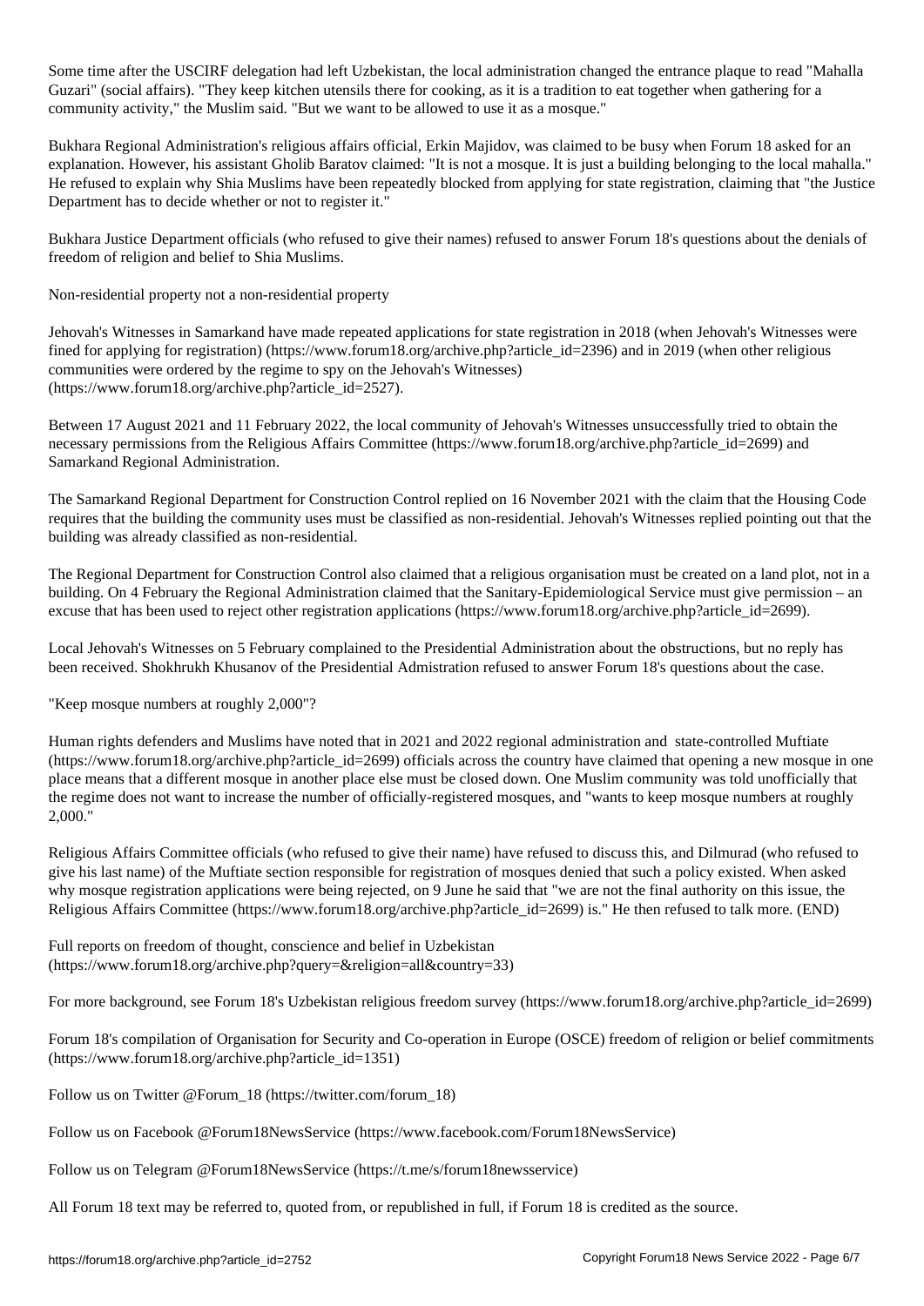Some time after the USCIRF delegation had left Uzbekistan, the local administration changed the entrance plaque to read "Mahalla Guzari" (social affairs). "They keep kitchen utensils there for cooking, as it is a tradition to eat together when gathering for a community activity," the Muslim said. "But we want to be allowed to use it as a mosque."

Bukhara Regional Administration's religious affairs official, Erkin Majidov, was claimed to be busy when Forum 18 asked for an explanation. However, his assistant Gholib Baratov claimed: "It is not a mosque. It is just a building belonging to the local mahalla." He refused to explain why Shia Muslims have been repeatedly blocked from applying for state registration, claiming that "the Justice Department has to decide whether or not to register it."

Bukhara Justice Department officials (who refused to give their names) refused to answer Forum 18's questions about the denials of freedom of religion and belief to Shia Muslims.

Non-residential property not a non-residential property

Jehovah's Witnesses in Samarkand have made repeated applications for state registration in 2018 (when Jehovah's Witnesses were fined for applying for registration) (https://www.forum18.org/archive.php?article_id=2396) and in 2019 (when other religious communities were ordered by the regime to spy on the Jehovah's Witnesses) (https://www.forum18.org/archive.php?article_id=2527).

Between 17 August 2021 and 11 February 2022, the local community of Jehovah's Witnesses unsuccessfully tried to obtain the necessary permissions from the Religious Affairs Committee (https://www.forum18.org/archive.php?article_id=2699) and Samarkand Regional Administration.

The Samarkand Regional Department for Construction Control replied on 16 November 2021 with the claim that the Housing Code requires that the building the community uses must be classified as non-residential. Jehovah's Witnesses replied pointing out that the building was already classified as non-residential.

The Regional Department for Construction Control also claimed that a religious organisation must be created on a land plot, not in a building. On 4 February the Regional Administration claimed that the Sanitary-Epidemiological Service must give permission – an excuse that has been used to reject other registration applications (https://www.forum18.org/archive.php?article_id=2699).

Local Jehovah's Witnesses on 5 February complained to the Presidential Administration about the obstructions, but no reply has been received. Shokhrukh Khusanov of the Presidential Admistration refused to answer Forum 18's questions about the case.

"Keep mosque numbers at roughly 2,000"?

Human rights defenders and Muslims have noted that in 2021 and 2022 regional administration and state-controlled Muftiate (https://www.forum18.org/archive.php?article_id=2699) officials across the country have claimed that opening a new mosque in one place means that a different mosque in another place else must be closed down. One Muslim community was told unofficially that the regime does not want to increase the number of officially-registered mosques, and "wants to keep mosque numbers at roughly 2,000."

Religious Affairs Committee officials (who refused to give their name) have refused to discuss this, and Dilmurad (who refused to give his last name) of the Muftiate section responsible for registration of mosques denied that such a policy existed. When asked why mosque registration applications were being rejected, on 9 June he said that "we are not the final authority on this issue, the Religious Affairs Committee (https://www.forum18.org/archive.php?article_id=2699) is." He then refused to talk more. (END)

Full reports on freedom of thought, conscience and belief in Uzbekistan (https://www.forum18.org/archive.php?query=&religion=all&country=33)

For more background, see Forum 18's Uzbekistan religious freedom survey (https://www.forum18.org/archive.php?article_id=2699)

Forum 18's compilation of Organisation for Security and Co-operation in Europe (OSCE) freedom of religion or belief commitments (https://www.forum18.org/archive.php?article_id=1351)

Follow us on Twitter @Forum_18 (https://twitter.com/forum_18)

Follow us on Facebook @Forum18NewsService (https://www.facebook.com/Forum18NewsService)

Follow us on Telegram @Forum18NewsService (https://t.me/s/forum18newsservice)

All Forum 18 text may be referred to, quoted from, or republished in full, if Forum 18 is credited as the source.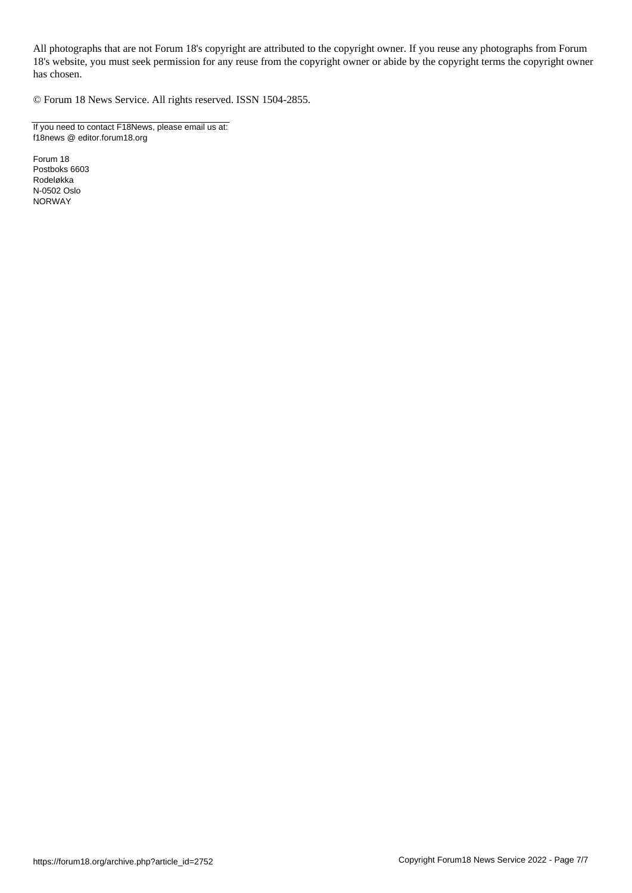All photographs that are not Forum 18's copyright are attributed to the copyright owner. If you reuse any photographs from Forum 18's website, you must seek permission for any reuse from the copyright owner or abide by the copyright terms the copyright owner has chosen.

© Forum 18 News Service. All rights reserved. ISSN 1504-2855.

---

If you need to contact F18News, please email us at:
f18news @ editor.forum18.org

Forum 18
Postboks 6603
Rodeløkka
N-0502 Oslo
NORWAY